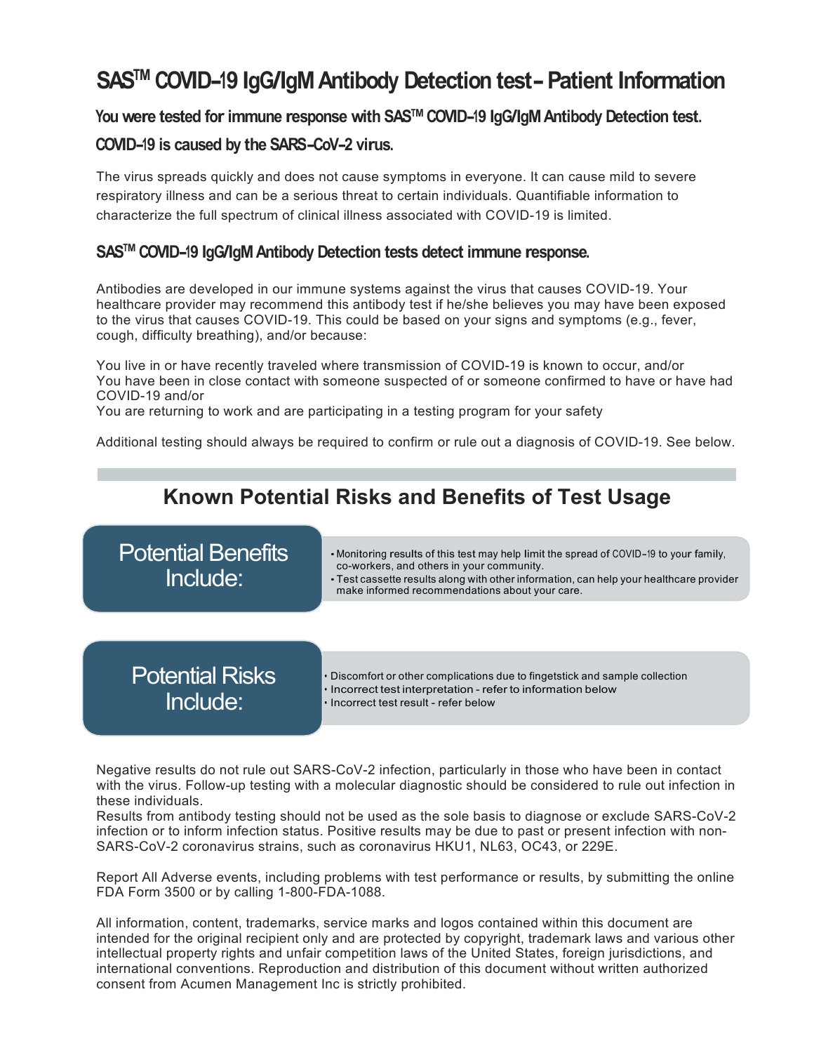# SAS™ COVID-19 IgG/IgM Antibody Detection test- Patient Information

### You were tested for immune response with SAS™ COVID-19 IgG/IgM Antibody Detection test.

### COVID-19 is caused by the SARS-CoV-2 virus.

The virus spreads quickly and does not cause symptoms in everyone. It can cause mild to severe respiratory illness and can be a serious threat to certain individuals. Quantifiable information to characterize the full spectrum of clinical illness associated with COVID-19 is limited.

### SAS™ COVID-19 IgG/IgM Antibody Detection tests detect immune response.

Antibodies are developed in our immune systems against the virus that causes COVID-19. Your healthcare provider may recommend this antibody test if he/she believes you may have been exposed to the virus that causes COVID-19. This could be based on your signs and symptoms (e.g., fever, cough, difficulty breathing), and/or because:

You live in or have recently traveled where transmission of COVID-19 is known to occur, and/or
You have been in close contact with someone suspected of or someone confirmed to have or have had COVID-19 and/or
You are returning to work and are participating in a testing program for your safety

Additional testing should always be required to confirm or rule out a diagnosis of COVID-19. See below.

## Known Potential Risks and Benefits of Test Usage

**Potential Benefits Include:**

- Monitoring results of this test may help limit the spread of COVID-19 to your family, co-workers, and others in your community.
- Test cassette results along with other information, can help your healthcare provider make informed recommendations about your care.

**Potential Risks Include:**

- Discomfort or other complications due to fingetstick and sample collection
- Incorrect test interpretation - refer to information below
- Incorrect test result - refer below

Negative results do not rule out SARS-CoV-2 infection, particularly in those who have been in contact with the virus. Follow-up testing with a molecular diagnostic should be considered to rule out infection in these individuals.
Results from antibody testing should not be used as the sole basis to diagnose or exclude SARS-CoV-2 infection or to inform infection status. Positive results may be due to past or present infection with non-SARS-CoV-2 coronavirus strains, such as coronavirus HKU1, NL63, OC43, or 229E.

Report All Adverse events, including problems with test performance or results, by submitting the online FDA Form 3500 or by calling 1-800-FDA-1088.

All information, content, trademarks, service marks and logos contained within this document are intended for the original recipient only and are protected by copyright, trademark laws and various other intellectual property rights and unfair competition laws of the United States, foreign jurisdictions, and international conventions. Reproduction and distribution of this document without written authorized consent from Acumen Management Inc is strictly prohibited.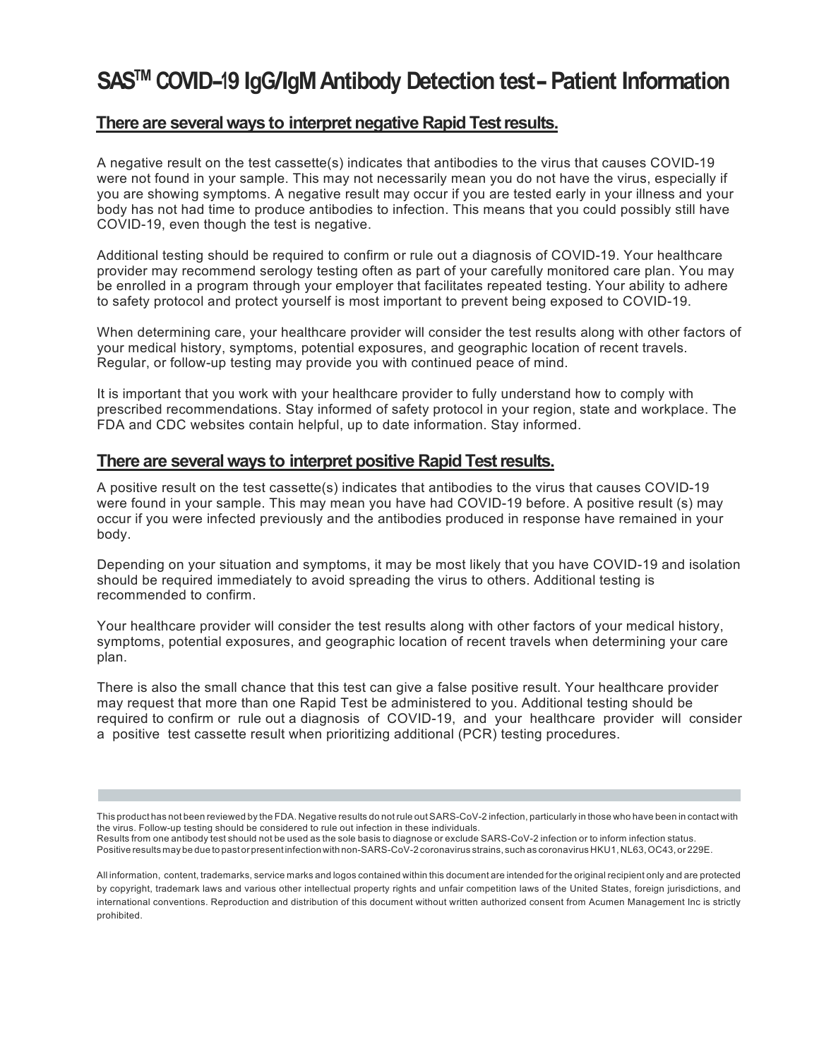# SAS[TM] COVID-19 IgG/IgM Antibody Detection test - Patient Information

## There are several ways to interpret negative Rapid Test results.

A negative result on the test cassette(s) indicates that antibodies to the virus that causes COVID-19 were not found in your sample. This may not necessarily mean you do not have the virus, especially if you are showing symptoms. A negative result may occur if you are tested early in your illness and your body has not had time to produce antibodies to infection. This means that you could possibly still have COVID-19, even though the test is negative.

Additional testing should be required to confirm or rule out a diagnosis of COVID-19. Your healthcare provider may recommend serology testing often as part of your carefully monitored care plan. You may be enrolled in a program through your employer that facilitates repeated testing. Your ability to adhere to safety protocol and protect yourself is most important to prevent being exposed to COVID-19.

When determining care, your healthcare provider will consider the test results along with other factors of your medical history, symptoms, potential exposures, and geographic location of recent travels. Regular, or follow-up testing may provide you with continued peace of mind.

It is important that you work with your healthcare provider to fully understand how to comply with prescribed recommendations. Stay informed of safety protocol in your region, state and workplace. The FDA and CDC websites contain helpful, up to date information. Stay informed.

## There are several ways to interpret positive Rapid Test results.

A positive result on the test cassette(s) indicates that antibodies to the virus that causes COVID-19 were found in your sample. This may mean you have had COVID-19 before. A positive result (s) may occur if you were infected previously and the antibodies produced in response have remained in your body.

Depending on your situation and symptoms, it may be most likely that you have COVID-19 and isolation should be required immediately to avoid spreading the virus to others. Additional testing is recommended to confirm.

Your healthcare provider will consider the test results along with other factors of your medical history, symptoms, potential exposures, and geographic location of recent travels when determining your care plan.

There is also the small chance that this test can give a false positive result. Your healthcare provider may request that more than one Rapid Test be administered to you. Additional testing should be required to confirm or rule out a diagnosis of COVID-19, and your healthcare provider will consider a positive test cassette result when prioritizing additional (PCR) testing procedures.

---

This product has not been reviewed by the FDA. Negative results do not rule out SARS-CoV-2 infection, particularly in those who have been in contact with the virus. Follow-up testing should be considered to rule out infection in these individuals.
Results from one antibody test should not be used as the sole basis to diagnose or exclude SARS-CoV-2 infection or to inform infection status.
Positive results may be due to past or present infection with non-SARS-CoV-2 coronavirus strains, such as coronavirus HKU1, NL63, OC43, or 229E.

All information, content, trademarks, service marks and logos contained within this document are intended for the original recipient only and are protected by copyright, trademark laws and various other intellectual property rights and unfair competition laws of the United States, foreign jurisdictions, and international conventions. Reproduction and distribution of this document without written authorized consent from Acumen Management Inc is strictly prohibited.